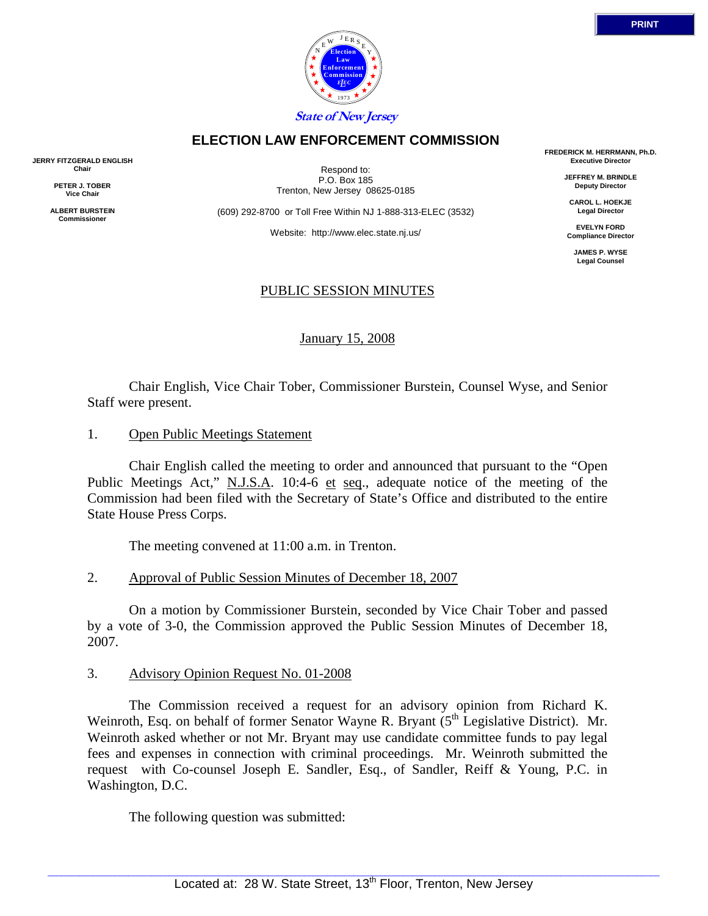PRINT

State of New Jersey

# ELECTION LAW ENFORCEMENT COMMISSION

**JERRY FITZGERALD ENGLISH**
**Chair**

**PETER J. TOBER**
**Vice Chair**

**ALBERT BURSTEIN**
**Commissioner**

Respond to:
P.O. Box 185
Trenton, New Jersey 08625-0185

(609) 292-8700 or Toll Free Within NJ 1-888-313-ELEC (3532)

Website: http://www.elec.state.nj.us/

**FREDERICK M. HERRMANN, Ph.D.**
**Executive Director**

**JEFFREY M. BRINDLE**
**Deputy Director**

**CAROL L. HOEKJE**
**Legal Director**

**EVELYN FORD**
**Compliance Director**

**JAMES P. WYSE**
**Legal Counsel**

## PUBLIC SESSION MINUTES

January 15, 2008

Chair English, Vice Chair Tober, Commissioner Burstein, Counsel Wyse, and Senior Staff were present.

1. Open Public Meetings Statement

Chair English called the meeting to order and announced that pursuant to the "Open Public Meetings Act," N.J.S.A. 10:4-6 et seq., adequate notice of the meeting of the Commission had been filed with the Secretary of State's Office and distributed to the entire State House Press Corps.

The meeting convened at 11:00 a.m. in Trenton.

2. Approval of Public Session Minutes of December 18, 2007

On a motion by Commissioner Burstein, seconded by Vice Chair Tober and passed by a vote of 3-0, the Commission approved the Public Session Minutes of December 18, 2007.

3. Advisory Opinion Request No. 01-2008

The Commission received a request for an advisory opinion from Richard K. Weinroth, Esq. on behalf of former Senator Wayne R. Bryant (5th Legislative District). Mr. Weinroth asked whether or not Mr. Bryant may use candidate committee funds to pay legal fees and expenses in connection with criminal proceedings. Mr. Weinroth submitted the request with Co-counsel Joseph E. Sandler, Esq., of Sandler, Reiff & Young, P.C. in Washington, D.C.

The following question was submitted:

Located at: 28 W. State Street, 13th Floor, Trenton, New Jersey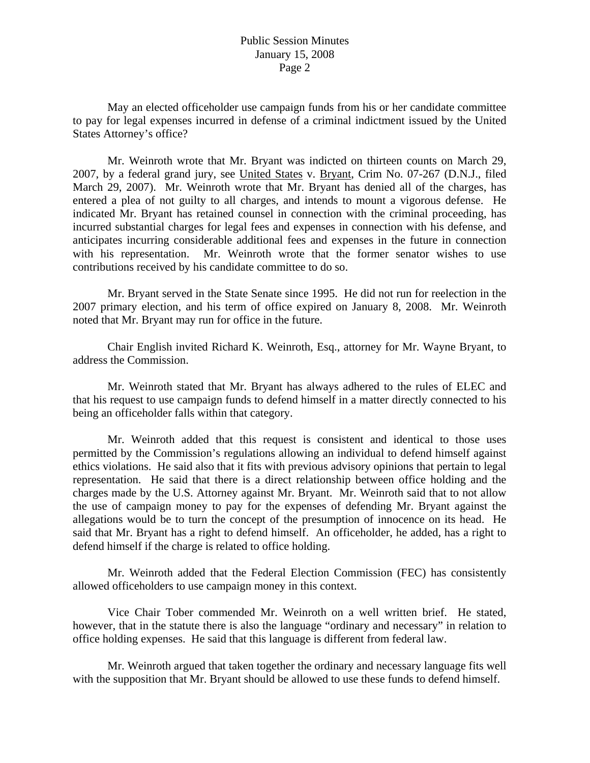May an elected officeholder use campaign funds from his or her candidate committee to pay for legal expenses incurred in defense of a criminal indictment issued by the United States Attorney's office?

Mr. Weinroth wrote that Mr. Bryant was indicted on thirteen counts on March 29, 2007, by a federal grand jury, see United States v. Bryant, Crim No. 07-267 (D.N.J., filed March 29, 2007). Mr. Weinroth wrote that Mr. Bryant has denied all of the charges, has entered a plea of not guilty to all charges, and intends to mount a vigorous defense. He indicated Mr. Bryant has retained counsel in connection with the criminal proceeding, has incurred substantial charges for legal fees and expenses in connection with his defense, and anticipates incurring considerable additional fees and expenses in the future in connection with his representation. Mr. Weinroth wrote that the former senator wishes to use contributions received by his candidate committee to do so.

Mr. Bryant served in the State Senate since 1995. He did not run for reelection in the 2007 primary election, and his term of office expired on January 8, 2008. Mr. Weinroth noted that Mr. Bryant may run for office in the future.

Chair English invited Richard K. Weinroth, Esq., attorney for Mr. Wayne Bryant, to address the Commission.

Mr. Weinroth stated that Mr. Bryant has always adhered to the rules of ELEC and that his request to use campaign funds to defend himself in a matter directly connected to his being an officeholder falls within that category.

Mr. Weinroth added that this request is consistent and identical to those uses permitted by the Commission's regulations allowing an individual to defend himself against ethics violations. He said also that it fits with previous advisory opinions that pertain to legal representation. He said that there is a direct relationship between office holding and the charges made by the U.S. Attorney against Mr. Bryant. Mr. Weinroth said that to not allow the use of campaign money to pay for the expenses of defending Mr. Bryant against the allegations would be to turn the concept of the presumption of innocence on its head. He said that Mr. Bryant has a right to defend himself. An officeholder, he added, has a right to defend himself if the charge is related to office holding.

Mr. Weinroth added that the Federal Election Commission (FEC) has consistently allowed officeholders to use campaign money in this context.

Vice Chair Tober commended Mr. Weinroth on a well written brief. He stated, however, that in the statute there is also the language "ordinary and necessary" in relation to office holding expenses. He said that this language is different from federal law.

Mr. Weinroth argued that taken together the ordinary and necessary language fits well with the supposition that Mr. Bryant should be allowed to use these funds to defend himself.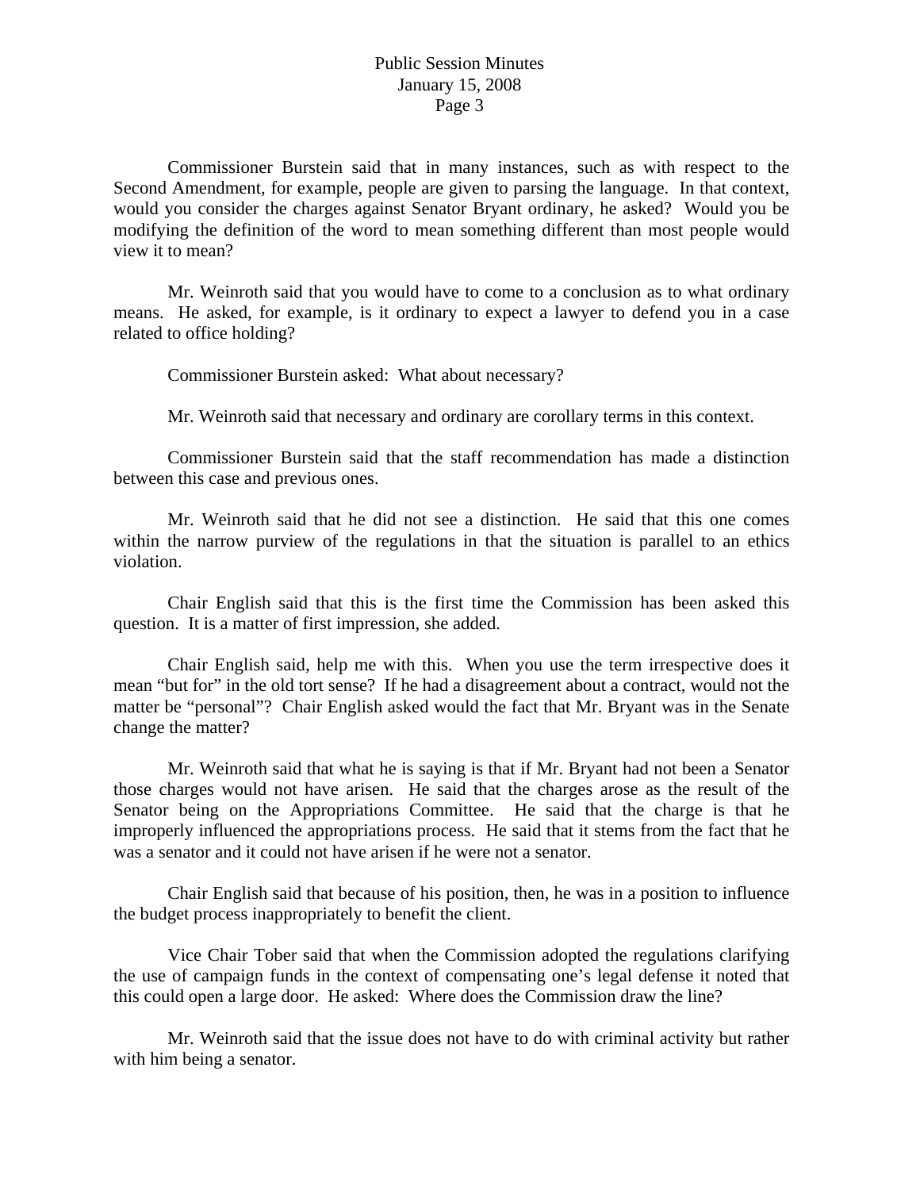Commissioner Burstein said that in many instances, such as with respect to the Second Amendment, for example, people are given to parsing the language. In that context, would you consider the charges against Senator Bryant ordinary, he asked? Would you be modifying the definition of the word to mean something different than most people would view it to mean?

Mr. Weinroth said that you would have to come to a conclusion as to what ordinary means. He asked, for example, is it ordinary to expect a lawyer to defend you in a case related to office holding?

Commissioner Burstein asked: What about necessary?

Mr. Weinroth said that necessary and ordinary are corollary terms in this context.

Commissioner Burstein said that the staff recommendation has made a distinction between this case and previous ones.

Mr. Weinroth said that he did not see a distinction. He said that this one comes within the narrow purview of the regulations in that the situation is parallel to an ethics violation.

Chair English said that this is the first time the Commission has been asked this question. It is a matter of first impression, she added.

Chair English said, help me with this. When you use the term irrespective does it mean "but for" in the old tort sense? If he had a disagreement about a contract, would not the matter be "personal"? Chair English asked would the fact that Mr. Bryant was in the Senate change the matter?

Mr. Weinroth said that what he is saying is that if Mr. Bryant had not been a Senator those charges would not have arisen. He said that the charges arose as the result of the Senator being on the Appropriations Committee. He said that the charge is that he improperly influenced the appropriations process. He said that it stems from the fact that he was a senator and it could not have arisen if he were not a senator.

Chair English said that because of his position, then, he was in a position to influence the budget process inappropriately to benefit the client.

Vice Chair Tober said that when the Commission adopted the regulations clarifying the use of campaign funds in the context of compensating one's legal defense it noted that this could open a large door. He asked: Where does the Commission draw the line?

Mr. Weinroth said that the issue does not have to do with criminal activity but rather with him being a senator.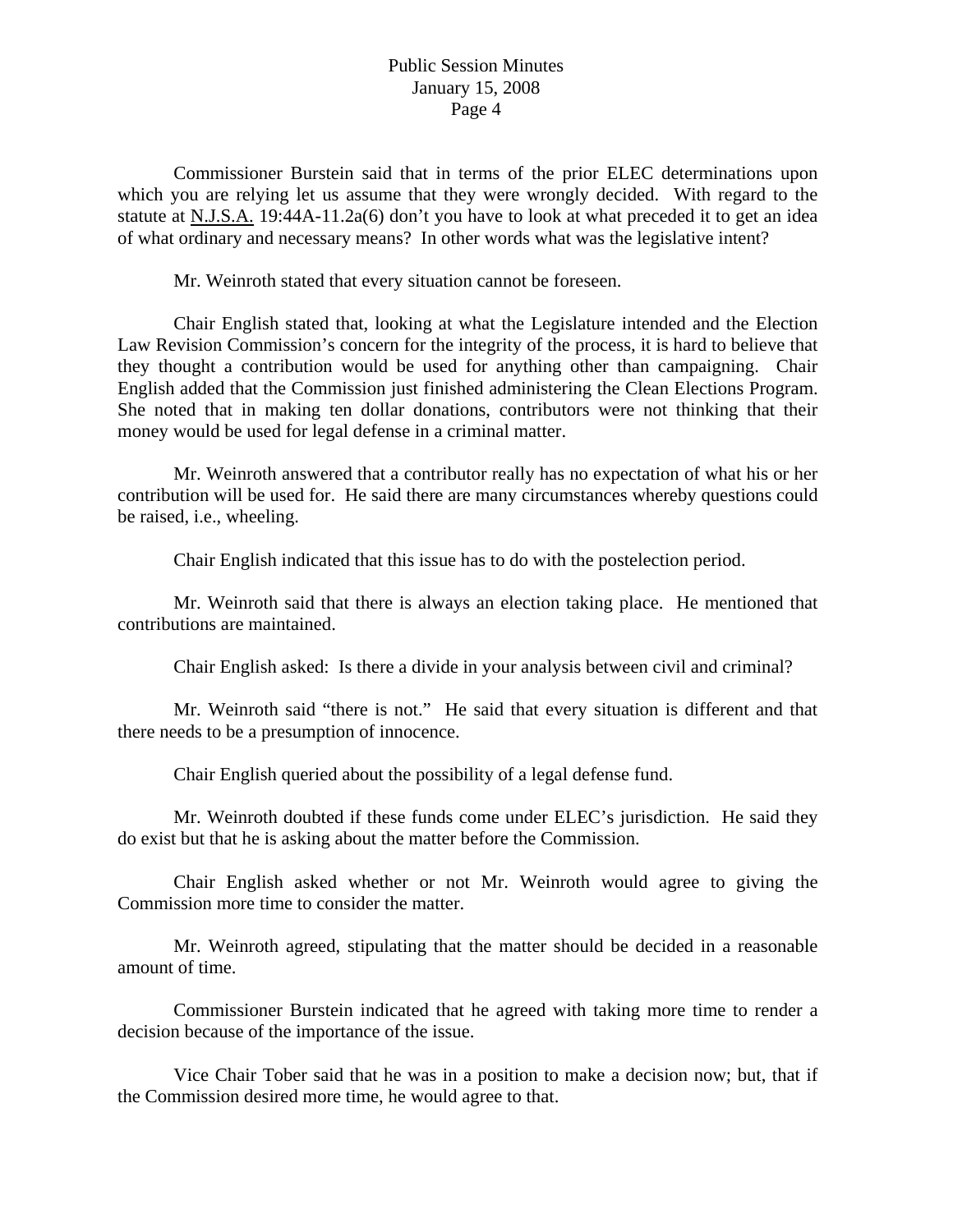Commissioner Burstein said that in terms of the prior ELEC determinations upon which you are relying let us assume that they were wrongly decided. With regard to the statute at N.J.S.A. 19:44A-11.2a(6) don't you have to look at what preceded it to get an idea of what ordinary and necessary means? In other words what was the legislative intent?

Mr. Weinroth stated that every situation cannot be foreseen.

Chair English stated that, looking at what the Legislature intended and the Election Law Revision Commission's concern for the integrity of the process, it is hard to believe that they thought a contribution would be used for anything other than campaigning. Chair English added that the Commission just finished administering the Clean Elections Program. She noted that in making ten dollar donations, contributors were not thinking that their money would be used for legal defense in a criminal matter.

Mr. Weinroth answered that a contributor really has no expectation of what his or her contribution will be used for. He said there are many circumstances whereby questions could be raised, i.e., wheeling.

Chair English indicated that this issue has to do with the postelection period.

Mr. Weinroth said that there is always an election taking place. He mentioned that contributions are maintained.

Chair English asked: Is there a divide in your analysis between civil and criminal?

Mr. Weinroth said "there is not." He said that every situation is different and that there needs to be a presumption of innocence.

Chair English queried about the possibility of a legal defense fund.

Mr. Weinroth doubted if these funds come under ELEC's jurisdiction. He said they do exist but that he is asking about the matter before the Commission.

Chair English asked whether or not Mr. Weinroth would agree to giving the Commission more time to consider the matter.

Mr. Weinroth agreed, stipulating that the matter should be decided in a reasonable amount of time.

Commissioner Burstein indicated that he agreed with taking more time to render a decision because of the importance of the issue.

Vice Chair Tober said that he was in a position to make a decision now; but, that if the Commission desired more time, he would agree to that.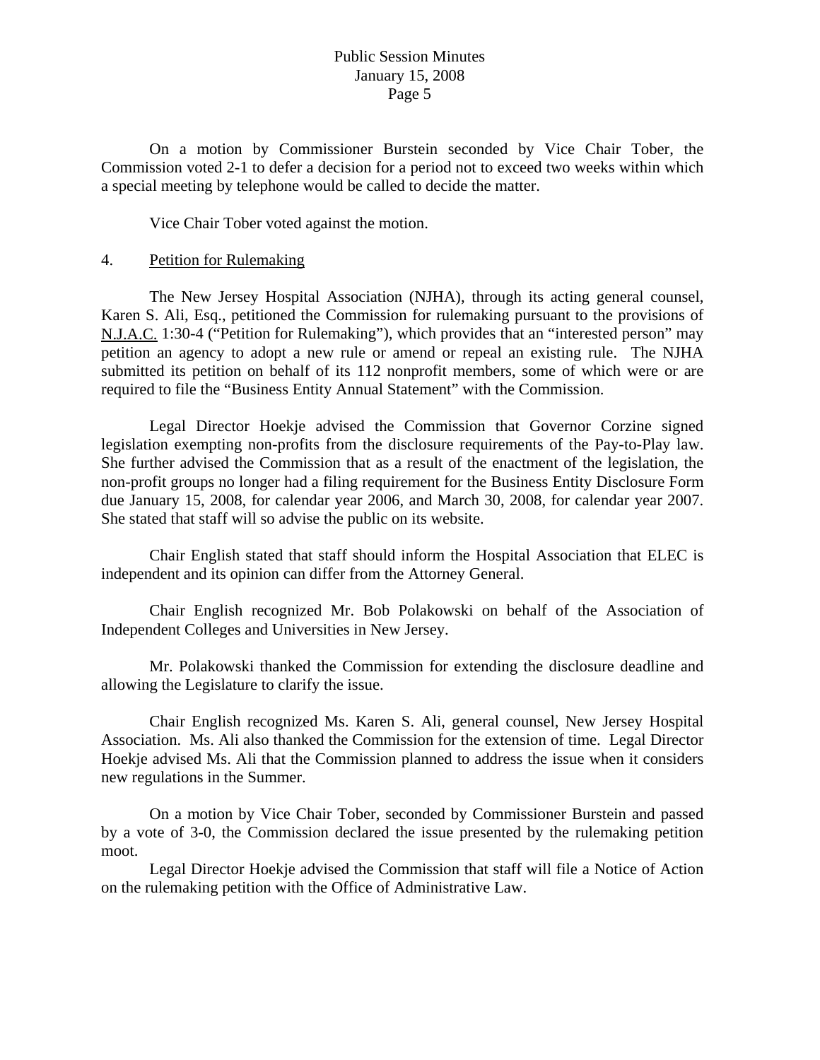On a motion by Commissioner Burstein seconded by Vice Chair Tober, the Commission voted 2-1 to defer a decision for a period not to exceed two weeks within which a special meeting by telephone would be called to decide the matter.

Vice Chair Tober voted against the motion.

4. Petition for Rulemaking

The New Jersey Hospital Association (NJHA), through its acting general counsel, Karen S. Ali, Esq., petitioned the Commission for rulemaking pursuant to the provisions of N.J.A.C. 1:30-4 ("Petition for Rulemaking"), which provides that an "interested person" may petition an agency to adopt a new rule or amend or repeal an existing rule. The NJHA submitted its petition on behalf of its 112 nonprofit members, some of which were or are required to file the "Business Entity Annual Statement" with the Commission.

Legal Director Hoekje advised the Commission that Governor Corzine signed legislation exempting non-profits from the disclosure requirements of the Pay-to-Play law. She further advised the Commission that as a result of the enactment of the legislation, the non-profit groups no longer had a filing requirement for the Business Entity Disclosure Form due January 15, 2008, for calendar year 2006, and March 30, 2008, for calendar year 2007. She stated that staff will so advise the public on its website.

Chair English stated that staff should inform the Hospital Association that ELEC is independent and its opinion can differ from the Attorney General.

Chair English recognized Mr. Bob Polakowski on behalf of the Association of Independent Colleges and Universities in New Jersey.

Mr. Polakowski thanked the Commission for extending the disclosure deadline and allowing the Legislature to clarify the issue.

Chair English recognized Ms. Karen S. Ali, general counsel, New Jersey Hospital Association. Ms. Ali also thanked the Commission for the extension of time. Legal Director Hoekje advised Ms. Ali that the Commission planned to address the issue when it considers new regulations in the Summer.

On a motion by Vice Chair Tober, seconded by Commissioner Burstein and passed by a vote of 3-0, the Commission declared the issue presented by the rulemaking petition moot.

Legal Director Hoekje advised the Commission that staff will file a Notice of Action on the rulemaking petition with the Office of Administrative Law.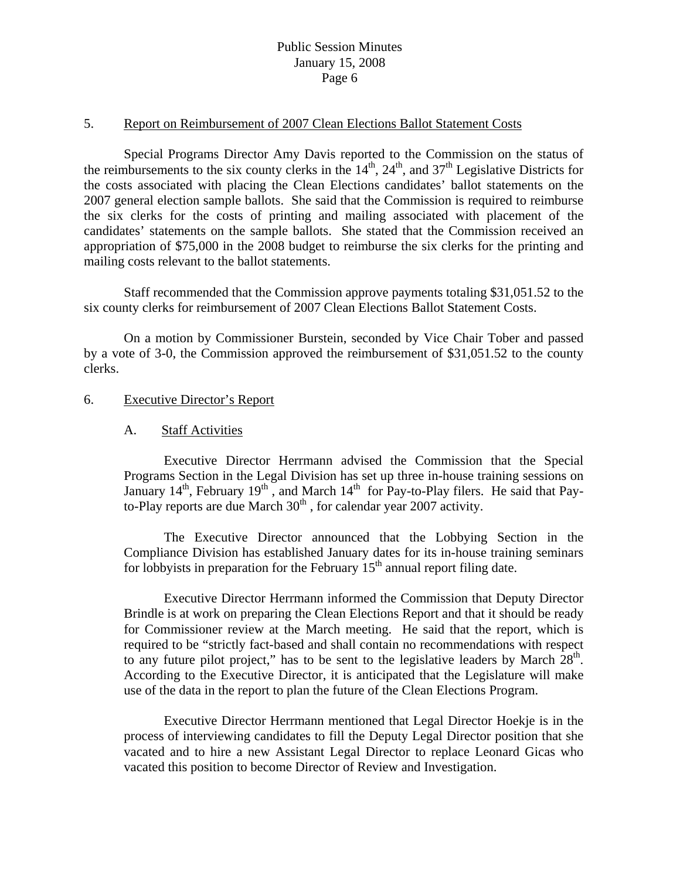5. Report on Reimbursement of 2007 Clean Elections Ballot Statement Costs

Special Programs Director Amy Davis reported to the Commission on the status of the reimbursements to the six county clerks in the 14th, 24th, and 37th Legislative Districts for the costs associated with placing the Clean Elections candidates' ballot statements on the 2007 general election sample ballots. She said that the Commission is required to reimburse the six clerks for the costs of printing and mailing associated with placement of the candidates' statements on the sample ballots. She stated that the Commission received an appropriation of $75,000 in the 2008 budget to reimburse the six clerks for the printing and mailing costs relevant to the ballot statements.

Staff recommended that the Commission approve payments totaling $31,051.52 to the six county clerks for reimbursement of 2007 Clean Elections Ballot Statement Costs.

On a motion by Commissioner Burstein, seconded by Vice Chair Tober and passed by a vote of 3-0, the Commission approved the reimbursement of $31,051.52 to the county clerks.

6. Executive Director's Report

A. Staff Activities

Executive Director Herrmann advised the Commission that the Special Programs Section in the Legal Division has set up three in-house training sessions on January 14th, February 19th, and March 14th for Pay-to-Play filers. He said that Pay-to-Play reports are due March 30th, for calendar year 2007 activity.

The Executive Director announced that the Lobbying Section in the Compliance Division has established January dates for its in-house training seminars for lobbyists in preparation for the February 15th annual report filing date.

Executive Director Herrmann informed the Commission that Deputy Director Brindle is at work on preparing the Clean Elections Report and that it should be ready for Commissioner review at the March meeting. He said that the report, which is required to be "strictly fact-based and shall contain no recommendations with respect to any future pilot project," has to be sent to the legislative leaders by March 28th. According to the Executive Director, it is anticipated that the Legislature will make use of the data in the report to plan the future of the Clean Elections Program.

Executive Director Herrmann mentioned that Legal Director Hoekje is in the process of interviewing candidates to fill the Deputy Legal Director position that she vacated and to hire a new Assistant Legal Director to replace Leonard Gicas who vacated this position to become Director of Review and Investigation.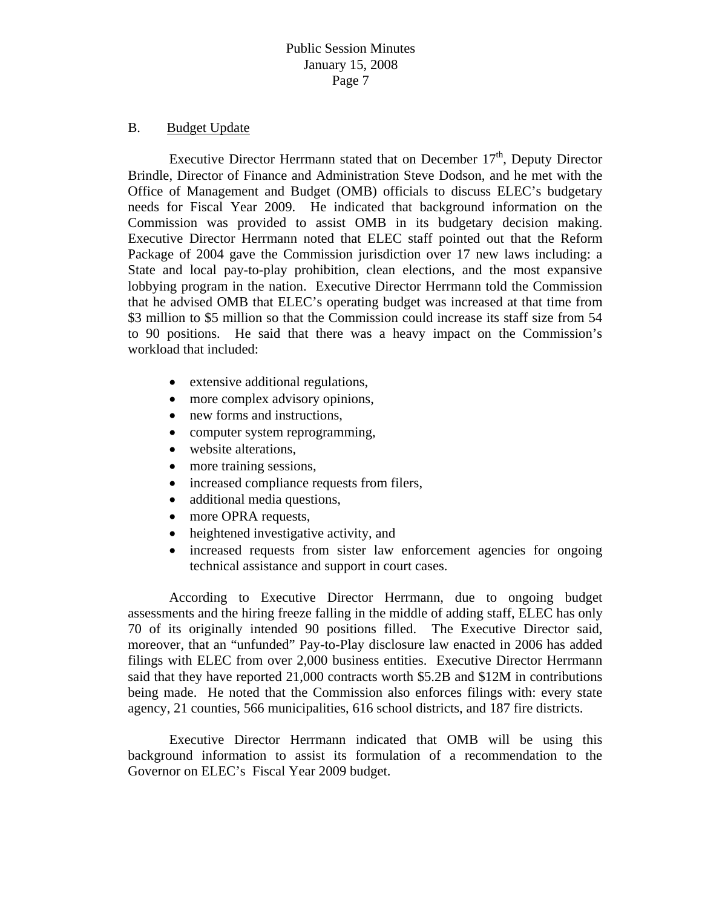B. Budget Update

Executive Director Herrmann stated that on December 17th, Deputy Director Brindle, Director of Finance and Administration Steve Dodson, and he met with the Office of Management and Budget (OMB) officials to discuss ELEC's budgetary needs for Fiscal Year 2009. He indicated that background information on the Commission was provided to assist OMB in its budgetary decision making. Executive Director Herrmann noted that ELEC staff pointed out that the Reform Package of 2004 gave the Commission jurisdiction over 17 new laws including: a State and local pay-to-play prohibition, clean elections, and the most expansive lobbying program in the nation. Executive Director Herrmann told the Commission that he advised OMB that ELEC's operating budget was increased at that time from \$3 million to \$5 million so that the Commission could increase its staff size from 54 to 90 positions. He said that there was a heavy impact on the Commission's workload that included:

- extensive additional regulations,
- more complex advisory opinions,
- new forms and instructions,
- computer system reprogramming,
- website alterations,
- more training sessions,
- increased compliance requests from filers,
- additional media questions,
- more OPRA requests,
- heightened investigative activity, and
- increased requests from sister law enforcement agencies for ongoing technical assistance and support in court cases.

According to Executive Director Herrmann, due to ongoing budget assessments and the hiring freeze falling in the middle of adding staff, ELEC has only 70 of its originally intended 90 positions filled. The Executive Director said, moreover, that an "unfunded" Pay-to-Play disclosure law enacted in 2006 has added filings with ELEC from over 2,000 business entities. Executive Director Herrmann said that they have reported 21,000 contracts worth \$5.2B and \$12M in contributions being made. He noted that the Commission also enforces filings with: every state agency, 21 counties, 566 municipalities, 616 school districts, and 187 fire districts.

Executive Director Herrmann indicated that OMB will be using this background information to assist its formulation of a recommendation to the Governor on ELEC's Fiscal Year 2009 budget.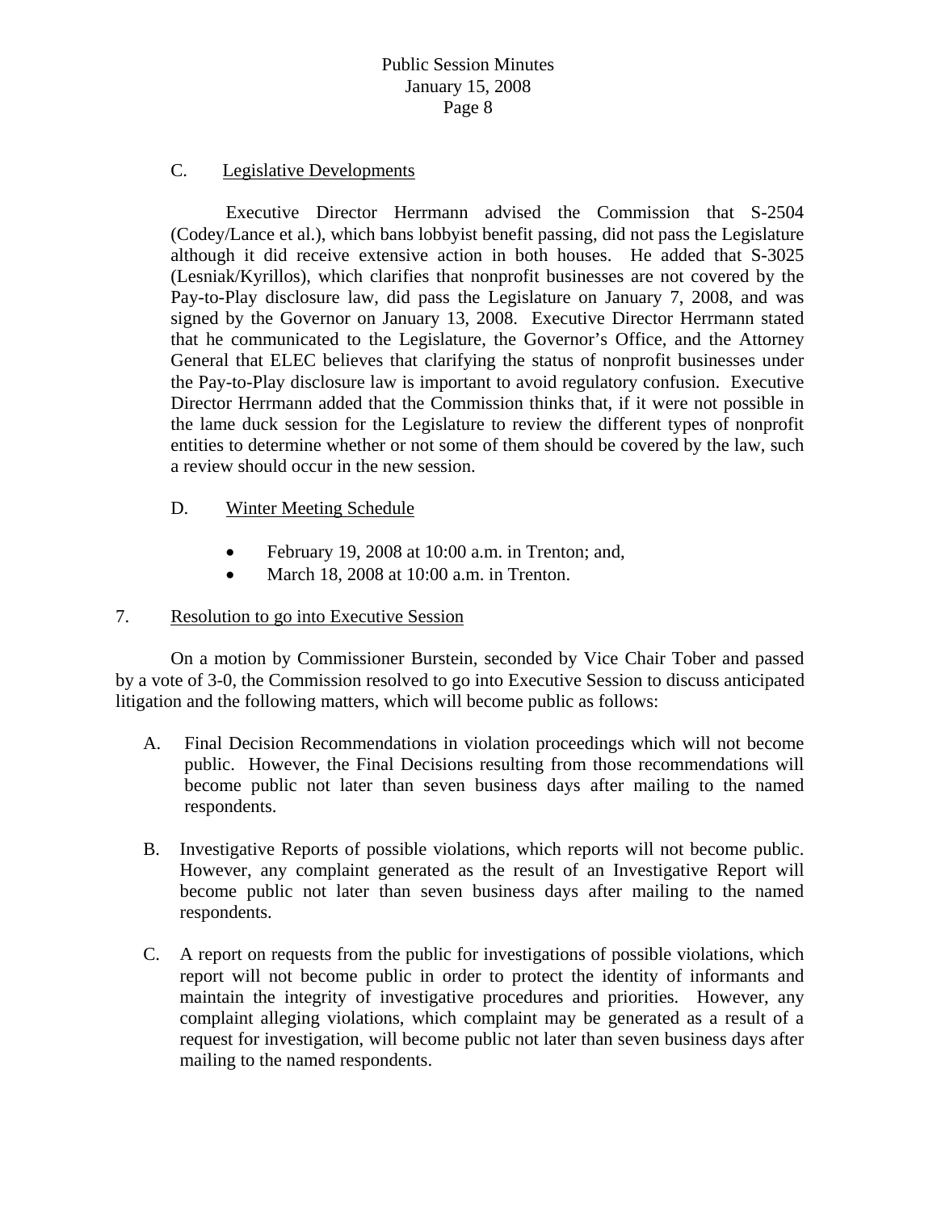C. Legislative Developments

Executive Director Herrmann advised the Commission that S-2504 (Codey/Lance et al.), which bans lobbyist benefit passing, did not pass the Legislature although it did receive extensive action in both houses. He added that S-3025 (Lesniak/Kyrillos), which clarifies that nonprofit businesses are not covered by the Pay-to-Play disclosure law, did pass the Legislature on January 7, 2008, and was signed by the Governor on January 13, 2008. Executive Director Herrmann stated that he communicated to the Legislature, the Governor's Office, and the Attorney General that ELEC believes that clarifying the status of nonprofit businesses under the Pay-to-Play disclosure law is important to avoid regulatory confusion. Executive Director Herrmann added that the Commission thinks that, if it were not possible in the lame duck session for the Legislature to review the different types of nonprofit entities to determine whether or not some of them should be covered by the law, such a review should occur in the new session.

D. Winter Meeting Schedule

- February 19, 2008 at 10:00 a.m. in Trenton; and,
- March 18, 2008 at 10:00 a.m. in Trenton.

7. Resolution to go into Executive Session

On a motion by Commissioner Burstein, seconded by Vice Chair Tober and passed by a vote of 3-0, the Commission resolved to go into Executive Session to discuss anticipated litigation and the following matters, which will become public as follows:

A. Final Decision Recommendations in violation proceedings which will not become public. However, the Final Decisions resulting from those recommendations will become public not later than seven business days after mailing to the named respondents.

B. Investigative Reports of possible violations, which reports will not become public. However, any complaint generated as the result of an Investigative Report will become public not later than seven business days after mailing to the named respondents.

C. A report on requests from the public for investigations of possible violations, which report will not become public in order to protect the identity of informants and maintain the integrity of investigative procedures and priorities. However, any complaint alleging violations, which complaint may be generated as a result of a request for investigation, will become public not later than seven business days after mailing to the named respondents.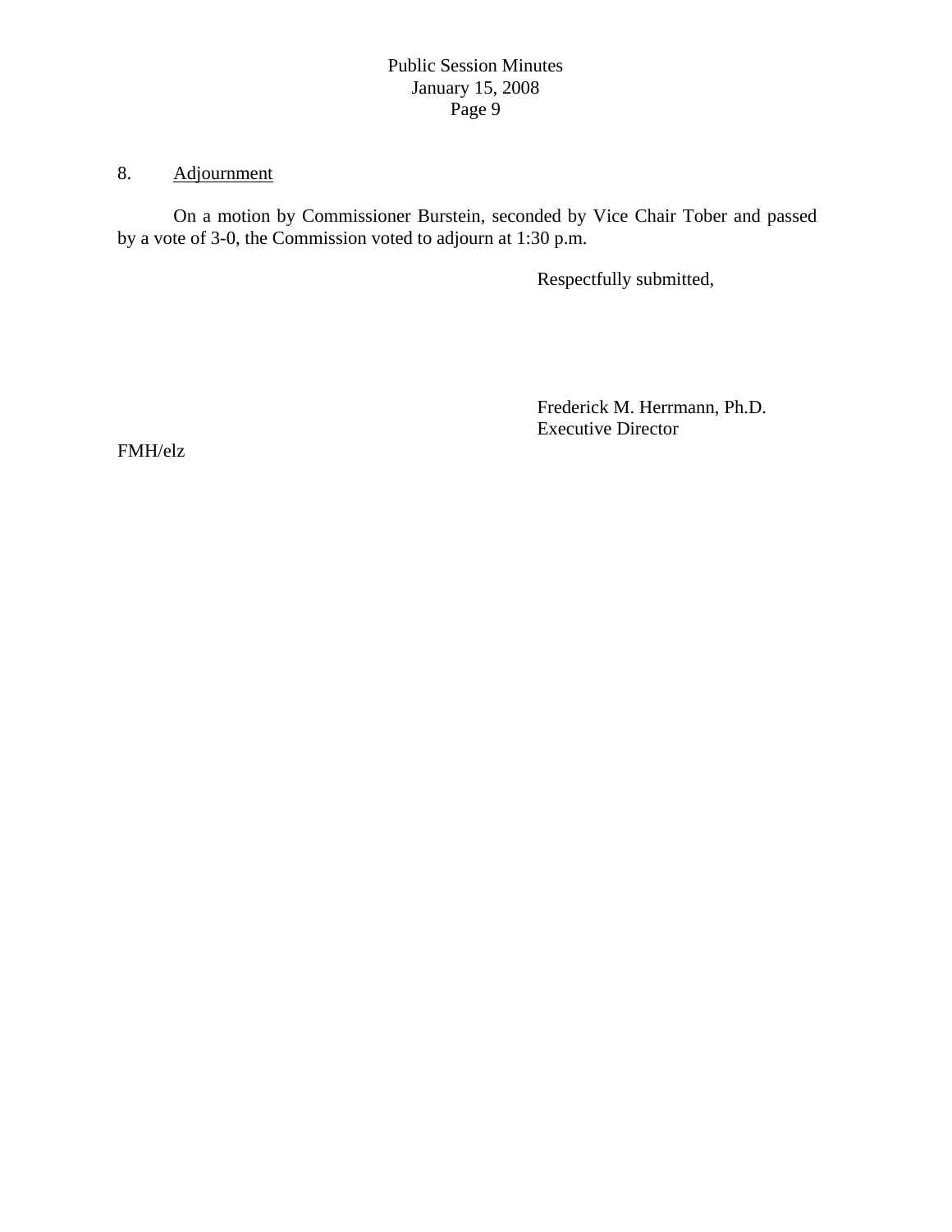8. Adjournment

On a motion by Commissioner Burstein, seconded by Vice Chair Tober and passed by a vote of 3-0, the Commission voted to adjourn at 1:30 p.m.

Respectfully submitted,

Frederick M. Herrmann, Ph.D.
Executive Director

FMH/elz